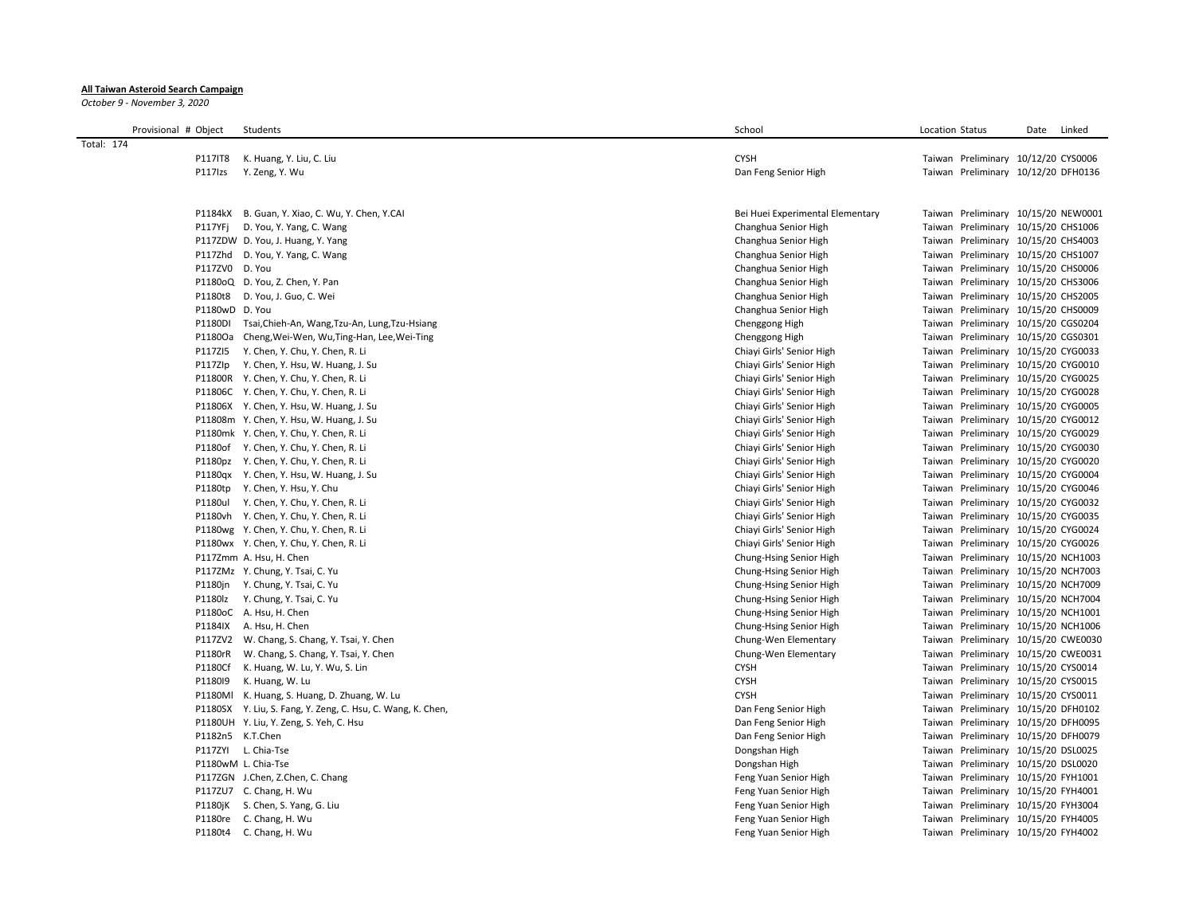**All Taiwan Asteroid Search Campaign**

*October 9 - November 3, 2020*

| Provisional # | Object | Students | School | Location | Status | Date | Linked |
|---|---|---|---|---|---|---|---|
| Total: 174 | | | | | | | |
| | P117IT8 | K. Huang, Y. Liu, C. Liu | CYSH | Taiwan | Preliminary | 10/12/20 | CYS0006 |
| | P117Izs | Y. Zeng, Y. Wu | Dan Feng Senior High | Taiwan | Preliminary | 10/12/20 | DFH0136 |
| | P1184kX | B. Guan, Y. Xiao, C. Wu, Y. Chen, Y.CAI | Bei Huei Experimental Elementary | Taiwan | Preliminary | 10/15/20 | NEW0001 |
| | P117YFj | D. You, Y. Yang, C. Wang | Changhua Senior High | Taiwan | Preliminary | 10/15/20 | CHS1006 |
| | P117ZDW | D. You, J. Huang, Y. Yang | Changhua Senior High | Taiwan | Preliminary | 10/15/20 | CHS4003 |
| | P117Zhd | D. You, Y. Yang, C. Wang | Changhua Senior High | Taiwan | Preliminary | 10/15/20 | CHS1007 |
| | P117ZV0 | D. You | Changhua Senior High | Taiwan | Preliminary | 10/15/20 | CHS0006 |
| | P1180oQ | D. You, Z. Chen, Y. Pan | Changhua Senior High | Taiwan | Preliminary | 10/15/20 | CHS3006 |
| | P1180t8 | D. You, J. Guo, C. Wei | Changhua Senior High | Taiwan | Preliminary | 10/15/20 | CHS2005 |
| | P1180wD | D. You | Changhua Senior High | Taiwan | Preliminary | 10/15/20 | CHS0009 |
| | P1180DI | Tsai,Chieh-An, Wang,Tzu-An, Lung,Tzu-Hsiang | Chenggong High | Taiwan | Preliminary | 10/15/20 | CGS0204 |
| | P1180Oa | Cheng,Wei-Wen, Wu,Ting-Han, Lee,Wei-Ting | Chenggong High | Taiwan | Preliminary | 10/15/20 | CGS0301 |
| | P117ZI5 | Y. Chen, Y. Chu, Y. Chen, R. Li | Chiayi Girls' Senior High | Taiwan | Preliminary | 10/15/20 | CYG0033 |
| | P117ZIp | Y. Chen, Y. Hsu, W. Huang, J. Su | Chiayi Girls' Senior High | Taiwan | Preliminary | 10/15/20 | CYG0010 |
| | P11800R | Y. Chen, Y. Chu, Y. Chen, R. Li | Chiayi Girls' Senior High | Taiwan | Preliminary | 10/15/20 | CYG0025 |
| | P11806C | Y. Chen, Y. Chu, Y. Chen, R. Li | Chiayi Girls' Senior High | Taiwan | Preliminary | 10/15/20 | CYG0028 |
| | P11806X | Y. Chen, Y. Hsu, W. Huang, J. Su | Chiayi Girls' Senior High | Taiwan | Preliminary | 10/15/20 | CYG0005 |
| | P11808m | Y. Chen, Y. Hsu, W. Huang, J. Su | Chiayi Girls' Senior High | Taiwan | Preliminary | 10/15/20 | CYG0012 |
| | P1180mk | Y. Chen, Y. Chu, Y. Chen, R. Li | Chiayi Girls' Senior High | Taiwan | Preliminary | 10/15/20 | CYG0029 |
| | P1180of | Y. Chen, Y. Chu, Y. Chen, R. Li | Chiayi Girls' Senior High | Taiwan | Preliminary | 10/15/20 | CYG0030 |
| | P1180pz | Y. Chen, Y. Chu, Y. Chen, R. Li | Chiayi Girls' Senior High | Taiwan | Preliminary | 10/15/20 | CYG0020 |
| | P1180qx | Y. Chen, Y. Hsu, W. Huang, J. Su | Chiayi Girls' Senior High | Taiwan | Preliminary | 10/15/20 | CYG0004 |
| | P1180tp | Y. Chen, Y. Hsu, Y. Chu | Chiayi Girls' Senior High | Taiwan | Preliminary | 10/15/20 | CYG0046 |
| | P1180ul | Y. Chen, Y. Chu, Y. Chen, R. Li | Chiayi Girls' Senior High | Taiwan | Preliminary | 10/15/20 | CYG0032 |
| | P1180vh | Y. Chen, Y. Chu, Y. Chen, R. Li | Chiayi Girls' Senior High | Taiwan | Preliminary | 10/15/20 | CYG0035 |
| | P1180wg | Y. Chen, Y. Chu, Y. Chen, R. Li | Chiayi Girls' Senior High | Taiwan | Preliminary | 10/15/20 | CYG0024 |
| | P1180wx | Y. Chen, Y. Chu, Y. Chen, R. Li | Chiayi Girls' Senior High | Taiwan | Preliminary | 10/15/20 | CYG0026 |
| | P117Zmm | A. Hsu, H. Chen | Chung-Hsing Senior High | Taiwan | Preliminary | 10/15/20 | NCH1003 |
| | P117ZMz | Y. Chung, Y. Tsai, C. Yu | Chung-Hsing Senior High | Taiwan | Preliminary | 10/15/20 | NCH7003 |
| | P1180jn | Y. Chung, Y. Tsai, C. Yu | Chung-Hsing Senior High | Taiwan | Preliminary | 10/15/20 | NCH7009 |
| | P1180lz | Y. Chung, Y. Tsai, C. Yu | Chung-Hsing Senior High | Taiwan | Preliminary | 10/15/20 | NCH7004 |
| | P1180oC | A. Hsu, H. Chen | Chung-Hsing Senior High | Taiwan | Preliminary | 10/15/20 | NCH1001 |
| | P1184IX | A. Hsu, H. Chen | Chung-Hsing Senior High | Taiwan | Preliminary | 10/15/20 | NCH1006 |
| | P117ZV2 | W. Chang, S. Chang, Y. Tsai, Y. Chen | Chung-Wen Elementary | Taiwan | Preliminary | 10/15/20 | CWE0030 |
| | P1180rR | W. Chang, S. Chang, Y. Tsai, Y. Chen | Chung-Wen Elementary | Taiwan | Preliminary | 10/15/20 | CWE0031 |
| | P1180Cf | K. Huang, W. Lu, Y. Wu, S. Lin | CYSH | Taiwan | Preliminary | 10/15/20 | CYS0014 |
| | P1180I9 | K. Huang, W. Lu | CYSH | Taiwan | Preliminary | 10/15/20 | CYS0015 |
| | P1180Ml | K. Huang, S. Huang, D. Zhuang, W. Lu | CYSH | Taiwan | Preliminary | 10/15/20 | CYS0011 |
| | P1180SX | Y. Liu, S. Fang, Y. Zeng, C. Hsu, C. Wang, K. Chen, | Dan Feng Senior High | Taiwan | Preliminary | 10/15/20 | DFH0102 |
| | P1180UH | Y. Liu, Y. Zeng, S. Yeh, C. Hsu | Dan Feng Senior High | Taiwan | Preliminary | 10/15/20 | DFH0095 |
| | P1182n5 | K.T.Chen | Dan Feng Senior High | Taiwan | Preliminary | 10/15/20 | DFH0079 |
| | P117ZYI | L. Chia-Tse | Dongshan High | Taiwan | Preliminary | 10/15/20 | DSL0025 |
| | P1180wM | L. Chia-Tse | Dongshan High | Taiwan | Preliminary | 10/15/20 | DSL0020 |
| | P117ZGN | J.Chen, Z.Chen, C. Chang | Feng Yuan Senior High | Taiwan | Preliminary | 10/15/20 | FYH1001 |
| | P117ZU7 | C. Chang, H. Wu | Feng Yuan Senior High | Taiwan | Preliminary | 10/15/20 | FYH4001 |
| | P1180jK | S. Chen, S. Yang, G. Liu | Feng Yuan Senior High | Taiwan | Preliminary | 10/15/20 | FYH3004 |
| | P1180re | C. Chang, H. Wu | Feng Yuan Senior High | Taiwan | Preliminary | 10/15/20 | FYH4005 |
| | P1180t4 | C. Chang, H. Wu | Feng Yuan Senior High | Taiwan | Preliminary | 10/15/20 | FYH4002 |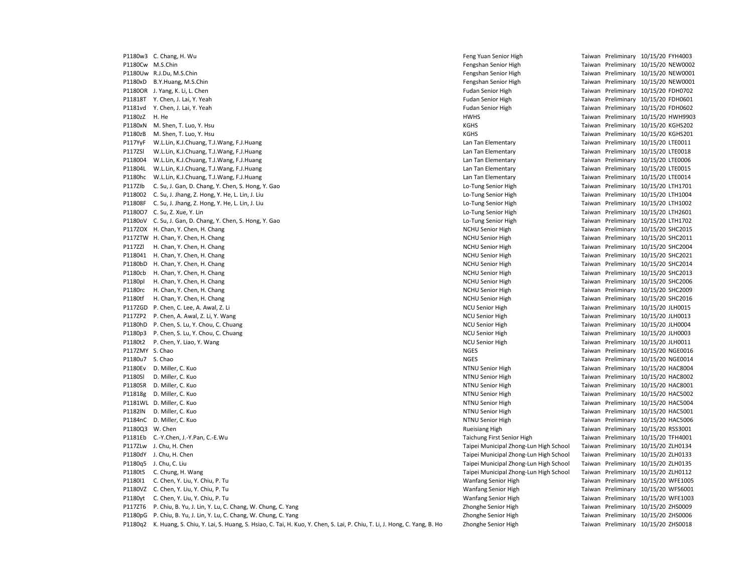| | | | | | | |
|---|---|---|---|---|---|---|
| P1180w3 | C. Chang, H. Wu | Feng Yuan Senior High | Taiwan | Preliminary | 10/15/20 | FYH4003 |
| P1180Cw | M.S.Chin | Fengshan Senior High | Taiwan | Preliminary | 10/15/20 | NEW0002 |
| P1180Uw | R.J.Du, M.S.Chin | Fengshan Senior High | Taiwan | Preliminary | 10/15/20 | NEW0001 |
| P1180xD | B.Y.Huang, M.S.Chin | Fengshan Senior High | Taiwan | Preliminary | 10/15/20 | NEW0001 |
| P1180OR | J. Yang, K. Li, L. Chen | Fudan Senior High | Taiwan | Preliminary | 10/15/20 | FDH0702 |
| P11818T | Y. Chen, J. Lai, Y. Yeah | Fudan Senior High | Taiwan | Preliminary | 10/15/20 | FDH0601 |
| P1181vd | Y. Chen, J. Lai, Y. Yeah | Fudan Senior High | Taiwan | Preliminary | 10/15/20 | FDH0602 |
| P1180zZ | H. He | HWHS | Taiwan | Preliminary | 10/15/20 | HWH9903 |
| P1180xN | M. Shen, T. Luo, Y. Hsu | KGHS | Taiwan | Preliminary | 10/15/20 | KGHS202 |
| P1180zB | M. Shen, T. Luo, Y. Hsu | KGHS | Taiwan | Preliminary | 10/15/20 | KGHS201 |
| P117YyF | W.L.Lin, K.J.Chuang, T.J.Wang, F.J.Huang | Lan Tan Elementary | Taiwan | Preliminary | 10/15/20 | LTE0011 |
| P117ZSl | W.L.Lin, K.J.Chuang, T.J.Wang, F.J.Huang | Lan Tan Elementary | Taiwan | Preliminary | 10/15/20 | LTE0018 |
| P118004 | W.L.Lin, K.J.Chuang, T.J.Wang, F.J.Huang | Lan Tan Elementary | Taiwan | Preliminary | 10/15/20 | LTE0006 |
| P11804L | W.L.Lin, K.J.Chuang, T.J.Wang, F.J.Huang | Lan Tan Elementary | Taiwan | Preliminary | 10/15/20 | LTE0015 |
| P1180hc | W.L.Lin, K.J.Chuang, T.J.Wang, F.J.Huang | Lan Tan Elementary | Taiwan | Preliminary | 10/15/20 | LTE0014 |
| P117Zlb | C. Su, J. Gan, D. Chang, Y. Chen, S. Hong, Y. Gao | Lo-Tung Senior High | Taiwan | Preliminary | 10/15/20 | LTH1701 |
| P118002 | C. Su, J. Jhang, Z. Hong, Y. He, L. Lin, J. Liu | Lo-Tung Senior High | Taiwan | Preliminary | 10/15/20 | LTH1004 |
| P11808F | C. Su, J. Jhang, Z. Hong, Y. He, L. Lin, J. Liu | Lo-Tung Senior High | Taiwan | Preliminary | 10/15/20 | LTH1002 |
| P1180O7 | C. Su, Z. Xue, Y. Lin | Lo-Tung Senior High | Taiwan | Preliminary | 10/15/20 | LTH2601 |
| P1180oV | C. Su, J. Gan, D. Chang, Y. Chen, S. Hong, Y. Gao | Lo-Tung Senior High | Taiwan | Preliminary | 10/15/20 | LTH1702 |
| P117ZOX | H. Chan, Y. Chen, H. Chang | NCHU Senior High | Taiwan | Preliminary | 10/15/20 | SHC2015 |
| P117ZTW | H. Chan, Y. Chen, H. Chang | NCHU Senior High | Taiwan | Preliminary | 10/15/20 | SHC2011 |
| P117ZZl | H. Chan, Y. Chen, H. Chang | NCHU Senior High | Taiwan | Preliminary | 10/15/20 | SHC2004 |
| P118041 | H. Chan, Y. Chen, H. Chang | NCHU Senior High | Taiwan | Preliminary | 10/15/20 | SHC2021 |
| P1180bD | H. Chan, Y. Chen, H. Chang | NCHU Senior High | Taiwan | Preliminary | 10/15/20 | SHC2014 |
| P1180cb | H. Chan, Y. Chen, H. Chang | NCHU Senior High | Taiwan | Preliminary | 10/15/20 | SHC2013 |
| P1180pl | H. Chan, Y. Chen, H. Chang | NCHU Senior High | Taiwan | Preliminary | 10/15/20 | SHC2006 |
| P1180rc | H. Chan, Y. Chen, H. Chang | NCHU Senior High | Taiwan | Preliminary | 10/15/20 | SHC2009 |
| P1180tf | H. Chan, Y. Chen, H. Chang | NCHU Senior High | Taiwan | Preliminary | 10/15/20 | SHC2016 |
| P117ZGD | P. Chen, C. Lee, A. Awal, Z. Li | NCU Senior High | Taiwan | Preliminary | 10/15/20 | JLH0015 |
| P117ZP2 | P. Chen, A. Awal, Z. Li, Y. Wang | NCU Senior High | Taiwan | Preliminary | 10/15/20 | JLH0013 |
| P1180hD | P. Chen, S. Lu, Y. Chou, C. Chuang | NCU Senior High | Taiwan | Preliminary | 10/15/20 | JLH0004 |
| P1180p3 | P. Chen, S. Lu, Y. Chou, C. Chuang | NCU Senior High | Taiwan | Preliminary | 10/15/20 | JLH0003 |
| P1180t2 | P. Chen, Y. Liao, Y. Wang | NCU Senior High | Taiwan | Preliminary | 10/15/20 | JLH0011 |
| P117ZMY | S. Chao | NGES | Taiwan | Preliminary | 10/15/20 | NGE0016 |
| P1180u7 | S. Chao | NGES | Taiwan | Preliminary | 10/15/20 | NGE0014 |
| P1180Ev | D. Miller, C. Kuo | NTNU Senior High | Taiwan | Preliminary | 10/15/20 | HAC8004 |
| P1180Sl | D. Miller, C. Kuo | NTNU Senior High | Taiwan | Preliminary | 10/15/20 | HAC8002 |
| P1180SR | D. Miller, C. Kuo | NTNU Senior High | Taiwan | Preliminary | 10/15/20 | HAC8001 |
| P11818g | D. Miller, C. Kuo | NTNU Senior High | Taiwan | Preliminary | 10/15/20 | HAC5002 |
| P1181WL | D. Miller, C. Kuo | NTNU Senior High | Taiwan | Preliminary | 10/15/20 | HAC5004 |
| P1182lN | D. Miller, C. Kuo | NTNU Senior High | Taiwan | Preliminary | 10/15/20 | HAC5001 |
| P1184nC | D. Miller, C. Kuo | NTNU Senior High | Taiwan | Preliminary | 10/15/20 | HAC5006 |
| P1180Q3 | W. Chen | Rueisiang High | Taiwan | Preliminary | 10/15/20 | RSS3001 |
| P1181Eb | C.-Y.Chen, J.-Y.Pan, C.-E.Wu | Taichung First Senior High | Taiwan | Preliminary | 10/15/20 | TFH4001 |
| P117ZLw | J. Chu, H. Chen | Taipei Municipal Zhong-Lun High School | Taiwan | Preliminary | 10/15/20 | ZLH0134 |
| P1180dY | J. Chu, H. Chen | Taipei Municipal Zhong-Lun High School | Taiwan | Preliminary | 10/15/20 | ZLH0133 |
| P1180q5 | J. Chu, C. Liu | Taipei Municipal Zhong-Lun High School | Taiwan | Preliminary | 10/15/20 | ZLH0135 |
| P1180tS | C. Chung, H. Wang | Taipei Municipal Zhong-Lun High School | Taiwan | Preliminary | 10/15/20 | ZLH0112 |
| P1180I1 | C. Chen, Y. Liu, Y. Chiu, P. Tu | Wanfang Senior High | Taiwan | Preliminary | 10/15/20 | WFE1005 |
| P1180VZ | C. Chen, Y. Liu, Y. Chiu, P. Tu | Wanfang Senior High | Taiwan | Preliminary | 10/15/20 | WFS6001 |
| P1180yt | C. Chen, Y. Liu, Y. Chiu, P. Tu | Wanfang Senior High | Taiwan | Preliminary | 10/15/20 | WFE1003 |
| P117ZT6 | P. Chiu, B. Yu, J. Lin, Y. Lu, C. Chang, W. Chung, C. Yang | Zhonghe Senior High | Taiwan | Preliminary | 10/15/20 | ZHS0009 |
| P1180pG | P. Chiu, B. Yu, J. Lin, Y. Lu, C. Chang, W. Chung, C. Yang | Zhonghe Senior High | Taiwan | Preliminary | 10/15/20 | ZHS0006 |
| P1180q2 | K. Huang, S. Chiu, Y. Lai, S. Huang, S. Hsiao, C. Tai, H. Kuo, Y. Chen, S. Lai, P. Chiu, T. Li, J. Hong, C. Yang, B. Ho | Zhonghe Senior High | Taiwan | Preliminary | 10/15/20 | ZHS0018 |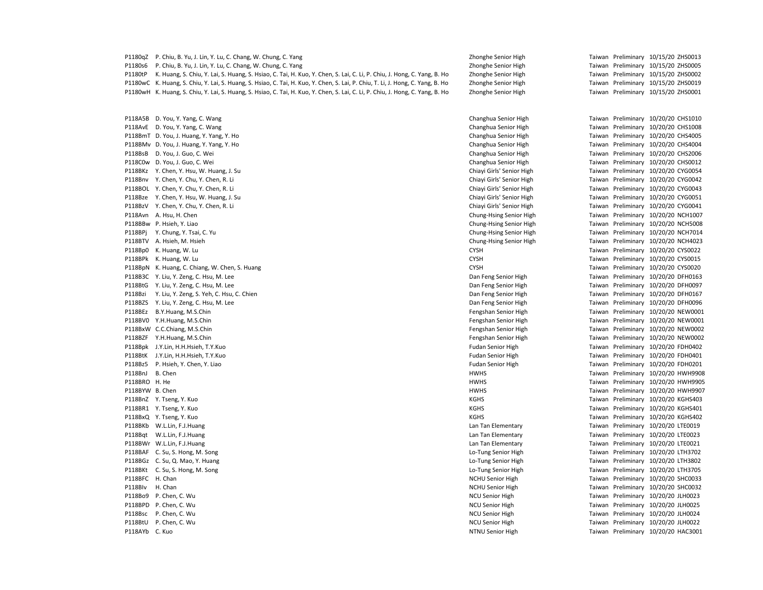| | | | | | | |
|---|---|---|---|---|---|---|
| P1180qZ | P. Chiu, B. Yu, J. Lin, Y. Lu, C. Chang, W. Chung, C. Yang | Zhonghe Senior High | Taiwan | Preliminary | 10/15/20 | ZHS0013 |
| P1180s6 | P. Chiu, B. Yu, J. Lin, Y. Lu, C. Chang, W. Chung, C. Yang | Zhonghe Senior High | Taiwan | Preliminary | 10/15/20 | ZHS0005 |
| P1180tP | K. Huang, S. Chiu, Y. Lai, S. Huang, S. Hsiao, C. Tai, H. Kuo, Y. Chen, S. Lai, C. Li, P. Chiu, J. Hong, C. Yang, B. Ho | Zhonghe Senior High | Taiwan | Preliminary | 10/15/20 | ZHS0002 |
| P1180wC | K. Huang, S. Chiu, Y. Lai, S. Huang, S. Hsiao, C. Tai, H. Kuo, Y. Chen, S. Lai, P. Chiu, T. Li, J. Hong, C. Yang, B. Ho | Zhonghe Senior High | Taiwan | Preliminary | 10/15/20 | ZHS0019 |
| P1180wH | K. Huang, S. Chiu, Y. Lai, S. Huang, S. Hsiao, C. Tai, H. Kuo, Y. Chen, S. Lai, C. Li, P. Chiu, J. Hong, C. Yang, B. Ho | Zhonghe Senior High | Taiwan | Preliminary | 10/15/20 | ZHS0001 |
| P118A5B | D. You, Y. Yang, C. Wang | Changhua Senior High | Taiwan | Preliminary | 10/20/20 | CHS1010 |
| P118AvE | D. You, Y. Yang, C. Wang | Changhua Senior High | Taiwan | Preliminary | 10/20/20 | CHS1008 |
| P118BmT | D. You, J. Huang, Y. Yang, Y. Ho | Changhua Senior High | Taiwan | Preliminary | 10/20/20 | CHS4005 |
| P118BMv | D. You, J. Huang, Y. Yang, Y. Ho | Changhua Senior High | Taiwan | Preliminary | 10/20/20 | CHS4004 |
| P118BsB | D. You, J. Guo, C. Wei | Changhua Senior High | Taiwan | Preliminary | 10/20/20 | CHS2006 |
| P118C0w | D. You, J. Guo, C. Wei | Changhua Senior High | Taiwan | Preliminary | 10/20/20 | CHS0012 |
| P118BKz | Y. Chen, Y. Hsu, W. Huang, J. Su | Chiayi Girls' Senior High | Taiwan | Preliminary | 10/20/20 | CYG0054 |
| P118Bnv | Y. Chen, Y. Chu, Y. Chen, R. Li | Chiayi Girls' Senior High | Taiwan | Preliminary | 10/20/20 | CYG0042 |
| P118BOL | Y. Chen, Y. Chu, Y. Chen, R. Li | Chiayi Girls' Senior High | Taiwan | Preliminary | 10/20/20 | CYG0043 |
| P118Bze | Y. Chen, Y. Hsu, W. Huang, J. Su | Chiayi Girls' Senior High | Taiwan | Preliminary | 10/20/20 | CYG0051 |
| P118BzV | Y. Chen, Y. Chu, Y. Chen, R. Li | Chiayi Girls' Senior High | Taiwan | Preliminary | 10/20/20 | CYG0041 |
| P118Avn | A. Hsu, H. Chen | Chung-Hsing Senior High | Taiwan | Preliminary | 10/20/20 | NCH1007 |
| P118BBw | P. Hsieh, Y. Liao | Chung-Hsing Senior High | Taiwan | Preliminary | 10/20/20 | NCH5008 |
| P118BPj | Y. Chung, Y. Tsai, C. Yu | Chung-Hsing Senior High | Taiwan | Preliminary | 10/20/20 | NCH7014 |
| P118BTV | A. Hsieh, M. Hsieh | Chung-Hsing Senior High | Taiwan | Preliminary | 10/20/20 | NCH4023 |
| P118Bp0 | K. Huang, W. Lu | CYSH | Taiwan | Preliminary | 10/20/20 | CYS0022 |
| P118BPk | K. Huang, W. Lu | CYSH | Taiwan | Preliminary | 10/20/20 | CYS0015 |
| P118BpN | K. Huang, C. Chiang, W. Chen, S. Huang | CYSH | Taiwan | Preliminary | 10/20/20 | CYS0020 |
| P118B3C | Y. Liu, Y. Zeng, C. Hsu, M. Lee | Dan Feng Senior High | Taiwan | Preliminary | 10/20/20 | DFH0163 |
| P118BtG | Y. Liu, Y. Zeng, C. Hsu, M. Lee | Dan Feng Senior High | Taiwan | Preliminary | 10/20/20 | DFH0097 |
| P118Bzi | Y. Liu, Y. Zeng, S. Yeh, C. Hsu, C. Chien | Dan Feng Senior High | Taiwan | Preliminary | 10/20/20 | DFH0167 |
| P118BZS | Y. Liu, Y. Zeng, C. Hsu, M. Lee | Dan Feng Senior High | Taiwan | Preliminary | 10/20/20 | DFH0096 |
| P118BEz | B.Y.Huang, M.S.Chin | Fengshan Senior High | Taiwan | Preliminary | 10/20/20 | NEW0001 |
| P118BV0 | Y.H.Huang, M.S.Chin | Fengshan Senior High | Taiwan | Preliminary | 10/20/20 | NEW0001 |
| P118BxW | C.C.Chiang, M.S.Chin | Fengshan Senior High | Taiwan | Preliminary | 10/20/20 | NEW0002 |
| P118BZF | Y.H.Huang, M.S.Chin | Fengshan Senior High | Taiwan | Preliminary | 10/20/20 | NEW0002 |
| P118Bpk | J.Y.Lin, H.H.Hsieh, T.Y.Kuo | Fudan Senior High | Taiwan | Preliminary | 10/20/20 | FDH0402 |
| P118BtK | J.Y.Lin, H.H.Hsieh, T.Y.Kuo | Fudan Senior High | Taiwan | Preliminary | 10/20/20 | FDH0401 |
| P118Bz5 | P. Hsieh, Y. Chen, Y. Liao | Fudan Senior High | Taiwan | Preliminary | 10/20/20 | FDH0201 |
| P118BnJ | B. Chen | HWHS | Taiwan | Preliminary | 10/20/20 | HWH9908 |
| P118BRO | H. He | HWHS | Taiwan | Preliminary | 10/20/20 | HWH9905 |
| P118BYW | B. Chen | HWHS | Taiwan | Preliminary | 10/20/20 | HWH9907 |
| P118BnZ | Y. Tseng, Y. Kuo | KGHS | Taiwan | Preliminary | 10/20/20 | KGHS403 |
| P118BR1 | Y. Tseng, Y. Kuo | KGHS | Taiwan | Preliminary | 10/20/20 | KGHS401 |
| P118BxQ | Y. Tseng, Y. Kuo | KGHS | Taiwan | Preliminary | 10/20/20 | KGHS402 |
| P118BKb | W.L.Lin, F.J.Huang | Lan Tan Elementary | Taiwan | Preliminary | 10/20/20 | LTE0019 |
| P118Bqt | W.L.Lin, F.J.Huang | Lan Tan Elementary | Taiwan | Preliminary | 10/20/20 | LTE0023 |
| P118BWr | W.L.Lin, F.J.Huang | Lan Tan Elementary | Taiwan | Preliminary | 10/20/20 | LTE0021 |
| P118BAF | C. Su, S. Hong, M. Song | Lo-Tung Senior High | Taiwan | Preliminary | 10/20/20 | LTH3702 |
| P118BGz | C. Su, Q. Mao, Y. Huang | Lo-Tung Senior High | Taiwan | Preliminary | 10/20/20 | LTH3802 |
| P118BKt | C. Su, S. Hong, M. Song | Lo-Tung Senior High | Taiwan | Preliminary | 10/20/20 | LTH3705 |
| P118BFC | H. Chan | NCHU Senior High | Taiwan | Preliminary | 10/20/20 | SHC0033 |
| P118BIv | H. Chan | NCHU Senior High | Taiwan | Preliminary | 10/20/20 | SHC0032 |
| P118Bo9 | P. Chen, C. Wu | NCU Senior High | Taiwan | Preliminary | 10/20/20 | JLH0023 |
| P118BPD | P. Chen, C. Wu | NCU Senior High | Taiwan | Preliminary | 10/20/20 | JLH0025 |
| P118Bsc | P. Chen, C. Wu | NCU Senior High | Taiwan | Preliminary | 10/20/20 | JLH0024 |
| P118BtU | P. Chen, C. Wu | NCU Senior High | Taiwan | Preliminary | 10/20/20 | JLH0022 |
| P118AYb | C. Kuo | NTNU Senior High | Taiwan | Preliminary | 10/20/20 | HAC3001 |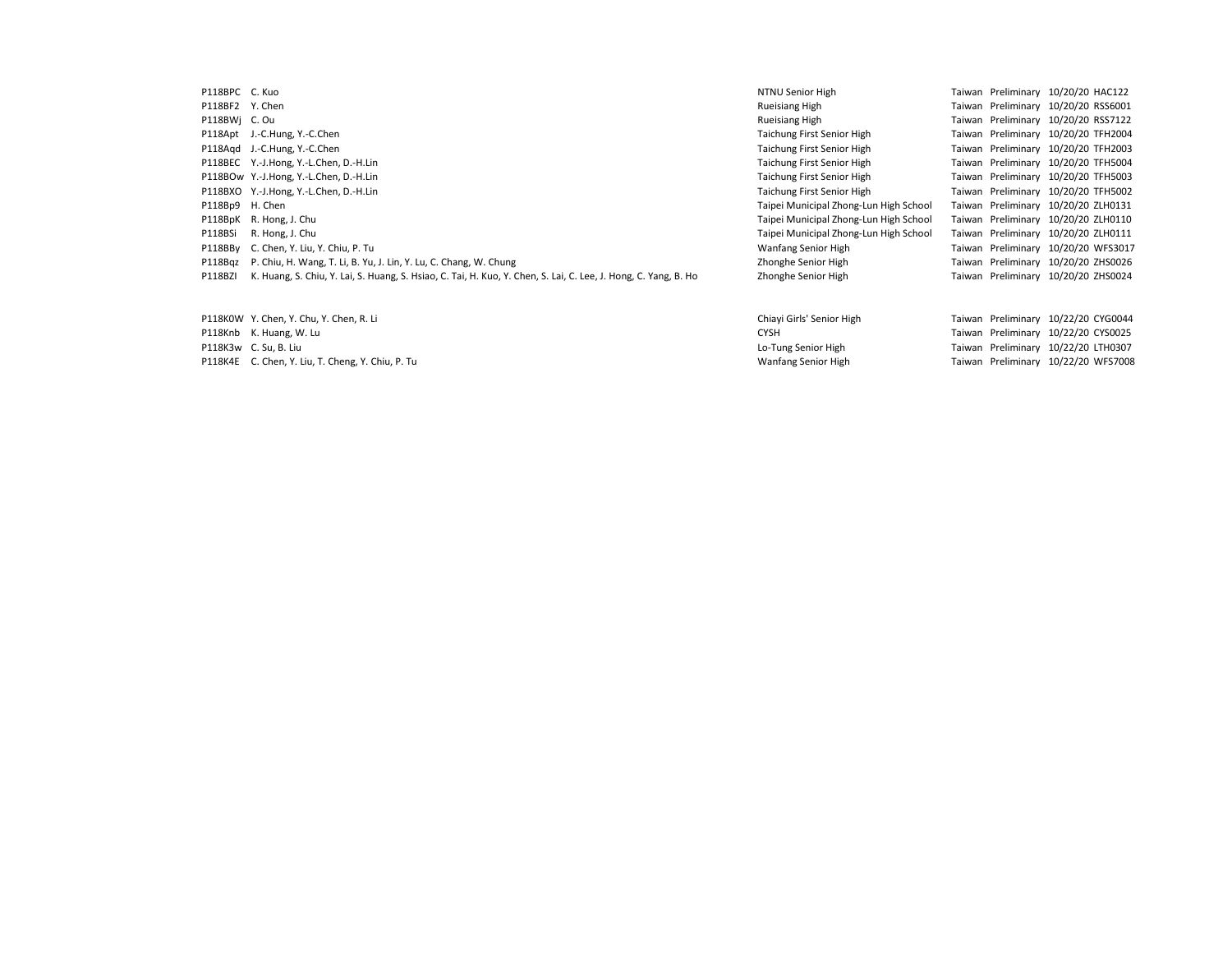| | | | | | | |
|---|---|---|---|---|---|---|
| P118BPC | C. Kuo | NTNU Senior High | Taiwan | Preliminary | 10/20/20 | HAC122 |
| P118BF2 | Y. Chen | Rueisiang High | Taiwan | Preliminary | 10/20/20 | RSS6001 |
| P118BWj | C. Ou | Rueisiang High | Taiwan | Preliminary | 10/20/20 | RSS7122 |
| P118Apt | J.-C.Hung, Y.-C.Chen | Taichung First Senior High | Taiwan | Preliminary | 10/20/20 | TFH2004 |
| P118Aqd | J.-C.Hung, Y.-C.Chen | Taichung First Senior High | Taiwan | Preliminary | 10/20/20 | TFH2003 |
| P118BEC | Y.-J.Hong, Y.-L.Chen, D.-H.Lin | Taichung First Senior High | Taiwan | Preliminary | 10/20/20 | TFH5004 |
| P118BOw | Y.-J.Hong, Y.-L.Chen, D.-H.Lin | Taichung First Senior High | Taiwan | Preliminary | 10/20/20 | TFH5003 |
| P118BXO | Y.-J.Hong, Y.-L.Chen, D.-H.Lin | Taichung First Senior High | Taiwan | Preliminary | 10/20/20 | TFH5002 |
| P118Bp9 | H. Chen | Taipei Municipal Zhong-Lun High School | Taiwan | Preliminary | 10/20/20 | ZLH0131 |
| P118BpK | R. Hong, J. Chu | Taipei Municipal Zhong-Lun High School | Taiwan | Preliminary | 10/20/20 | ZLH0110 |
| P118BSi | R. Hong, J. Chu | Taipei Municipal Zhong-Lun High School | Taiwan | Preliminary | 10/20/20 | ZLH0111 |
| P118BBy | C. Chen, Y. Liu, Y. Chiu, P. Tu | Wanfang Senior High | Taiwan | Preliminary | 10/20/20 | WFS3017 |
| P118Bqz | P. Chiu, H. Wang, T. Li, B. Yu, J. Lin, Y. Lu, C. Chang, W. Chung | Zhonghe Senior High | Taiwan | Preliminary | 10/20/20 | ZHS0026 |
| P118BZI | K. Huang, S. Chiu, Y. Lai, S. Huang, S. Hsiao, C. Tai, H. Kuo, Y. Chen, S. Lai, C. Lee, J. Hong, C. Yang, B. Ho | Zhonghe Senior High | Taiwan | Preliminary | 10/20/20 | ZHS0024 |
| P118K0W | Y. Chen, Y. Chu, Y. Chen, R. Li | Chiayi Girls' Senior High | Taiwan | Preliminary | 10/22/20 | CYG0044 |
| P118Knb | K. Huang, W. Lu | CYSH | Taiwan | Preliminary | 10/22/20 | CYS0025 |
| P118K3w | C. Su, B. Liu | Lo-Tung Senior High | Taiwan | Preliminary | 10/22/20 | LTH0307 |
| P118K4E | C. Chen, Y. Liu, T. Cheng, Y. Chiu, P. Tu | Wanfang Senior High | Taiwan | Preliminary | 10/22/20 | WFS7008 |